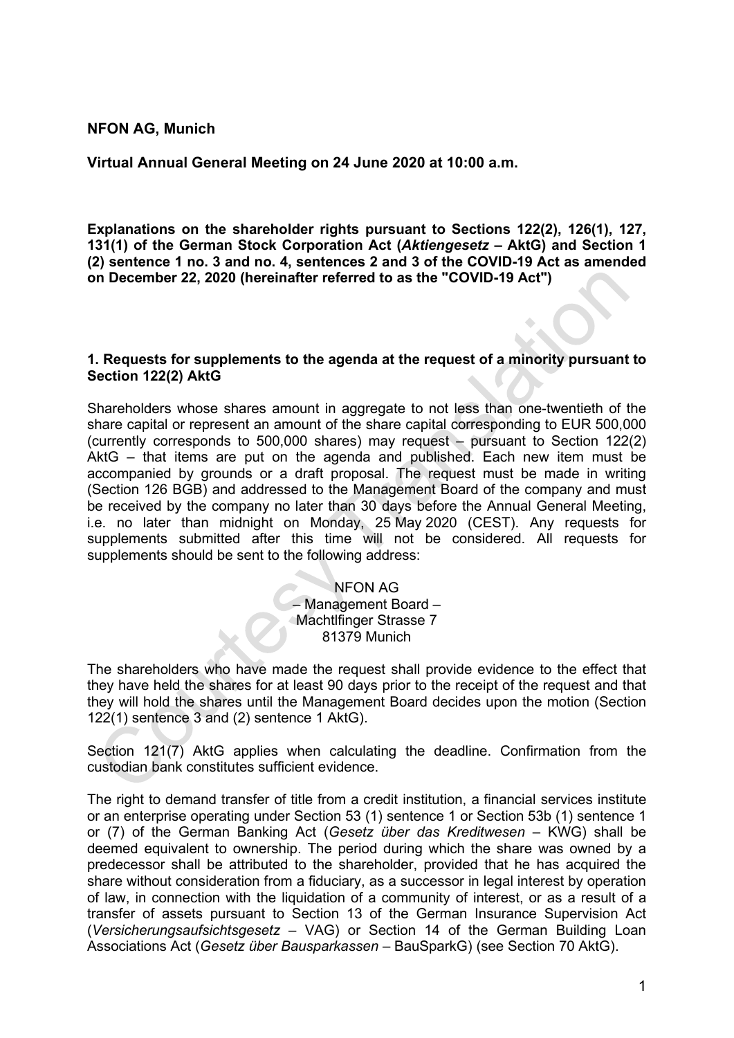**NFON AG, Munich**

**Virtual Annual General Meeting on 24 June 2020 at 10:00 a.m.**

**Explanations on the shareholder rights pursuant to Sections 122(2), 126(1), 127, 131(1) of the German Stock Corporation Act (*Aktiengesetz* – AktG) and Section 1 (2) sentence 1 no. 3 and no. 4, sentences 2 and 3 of the COVID-19 Act as amended on December 22, 2020 (hereinafter referred to as the "COVID-19 Act")**

## 1. Requests for supplements to the agenda at the request of a minority pursuant to Section 122(2) AktG

Shareholders whose shares amount in aggregate to not less than one-twentieth of the share capital or represent an amount of the share capital corresponding to EUR 500,000 (currently corresponds to 500,000 shares) may request – pursuant to Section 122(2) AktG – that items are put on the agenda and published. Each new item must be accompanied by grounds or a draft proposal. The request must be made in writing (Section 126 BGB) and addressed to the Management Board of the company and must be received by the company no later than 30 days before the Annual General Meeting, i.e. no later than midnight on Monday, 25 May 2020 (CEST). Any requests for supplements submitted after this time will not be considered. All requests for supplements should be sent to the following address:

NFON AG
– Management Board –
Machtlfinger Strasse 7
81379 Munich

The shareholders who have made the request shall provide evidence to the effect that they have held the shares for at least 90 days prior to the receipt of the request and that they will hold the shares until the Management Board decides upon the motion (Section 122(1) sentence 3 and (2) sentence 1 AktG).

Section 121(7) AktG applies when calculating the deadline. Confirmation from the custodian bank constitutes sufficient evidence.

The right to demand transfer of title from a credit institution, a financial services institute or an enterprise operating under Section 53 (1) sentence 1 or Section 53b (1) sentence 1 or (7) of the German Banking Act (*Gesetz über das Kreditwesen* – KWG) shall be deemed equivalent to ownership. The period during which the share was owned by a predecessor shall be attributed to the shareholder, provided that he has acquired the share without consideration from a fiduciary, as a successor in legal interest by operation of law, in connection with the liquidation of a community of interest, or as a result of a transfer of assets pursuant to Section 13 of the German Insurance Supervision Act (*Versicherungsaufsichtsgesetz* – VAG) or Section 14 of the German Building Loan Associations Act (*Gesetz über Bausparkassen* – BauSparkG) (see Section 70 AktG).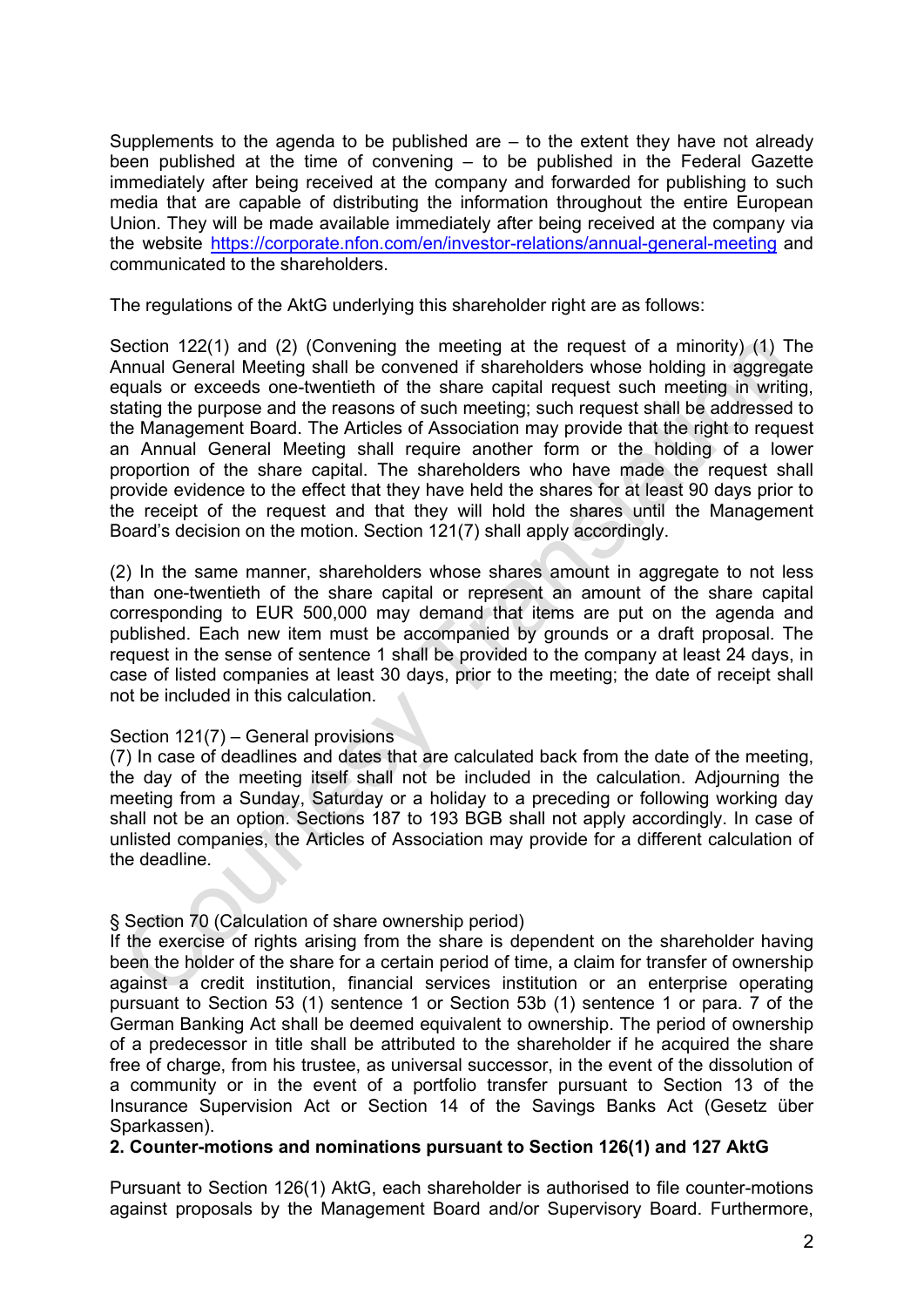Supplements to the agenda to be published are – to the extent they have not already been published at the time of convening – to be published in the Federal Gazette immediately after being received at the company and forwarded for publishing to such media that are capable of distributing the information throughout the entire European Union. They will be made available immediately after being received at the company via the website https://corporate.nfon.com/en/investor-relations/annual-general-meeting and communicated to the shareholders.

The regulations of the AktG underlying this shareholder right are as follows:

Section 122(1) and (2) (Convening the meeting at the request of a minority) (1) The Annual General Meeting shall be convened if shareholders whose holding in aggregate equals or exceeds one-twentieth of the share capital request such meeting in writing, stating the purpose and the reasons of such meeting; such request shall be addressed to the Management Board. The Articles of Association may provide that the right to request an Annual General Meeting shall require another form or the holding of a lower proportion of the share capital. The shareholders who have made the request shall provide evidence to the effect that they have held the shares for at least 90 days prior to the receipt of the request and that they will hold the shares until the Management Board's decision on the motion. Section 121(7) shall apply accordingly.

(2) In the same manner, shareholders whose shares amount in aggregate to not less than one-twentieth of the share capital or represent an amount of the share capital corresponding to EUR 500,000 may demand that items are put on the agenda and published. Each new item must be accompanied by grounds or a draft proposal. The request in the sense of sentence 1 shall be provided to the company at least 24 days, in case of listed companies at least 30 days, prior to the meeting; the date of receipt shall not be included in this calculation.

Section 121(7) – General provisions
(7) In case of deadlines and dates that are calculated back from the date of the meeting, the day of the meeting itself shall not be included in the calculation. Adjourning the meeting from a Sunday, Saturday or a holiday to a preceding or following working day shall not be an option. Sections 187 to 193 BGB shall not apply accordingly. In case of unlisted companies, the Articles of Association may provide for a different calculation of the deadline.

§ Section 70 (Calculation of share ownership period)
If the exercise of rights arising from the share is dependent on the shareholder having been the holder of the share for a certain period of time, a claim for transfer of ownership against a credit institution, financial services institution or an enterprise operating pursuant to Section 53 (1) sentence 1 or Section 53b (1) sentence 1 or para. 7 of the German Banking Act shall be deemed equivalent to ownership. The period of ownership of a predecessor in title shall be attributed to the shareholder if he acquired the share free of charge, from his trustee, as universal successor, in the event of the dissolution of a community or in the event of a portfolio transfer pursuant to Section 13 of the Insurance Supervision Act or Section 14 of the Savings Banks Act (Gesetz über Sparkassen).

**2. Counter-motions and nominations pursuant to Section 126(1) and 127 AktG**

Pursuant to Section 126(1) AktG, each shareholder is authorised to file counter-motions against proposals by the Management Board and/or Supervisory Board. Furthermore,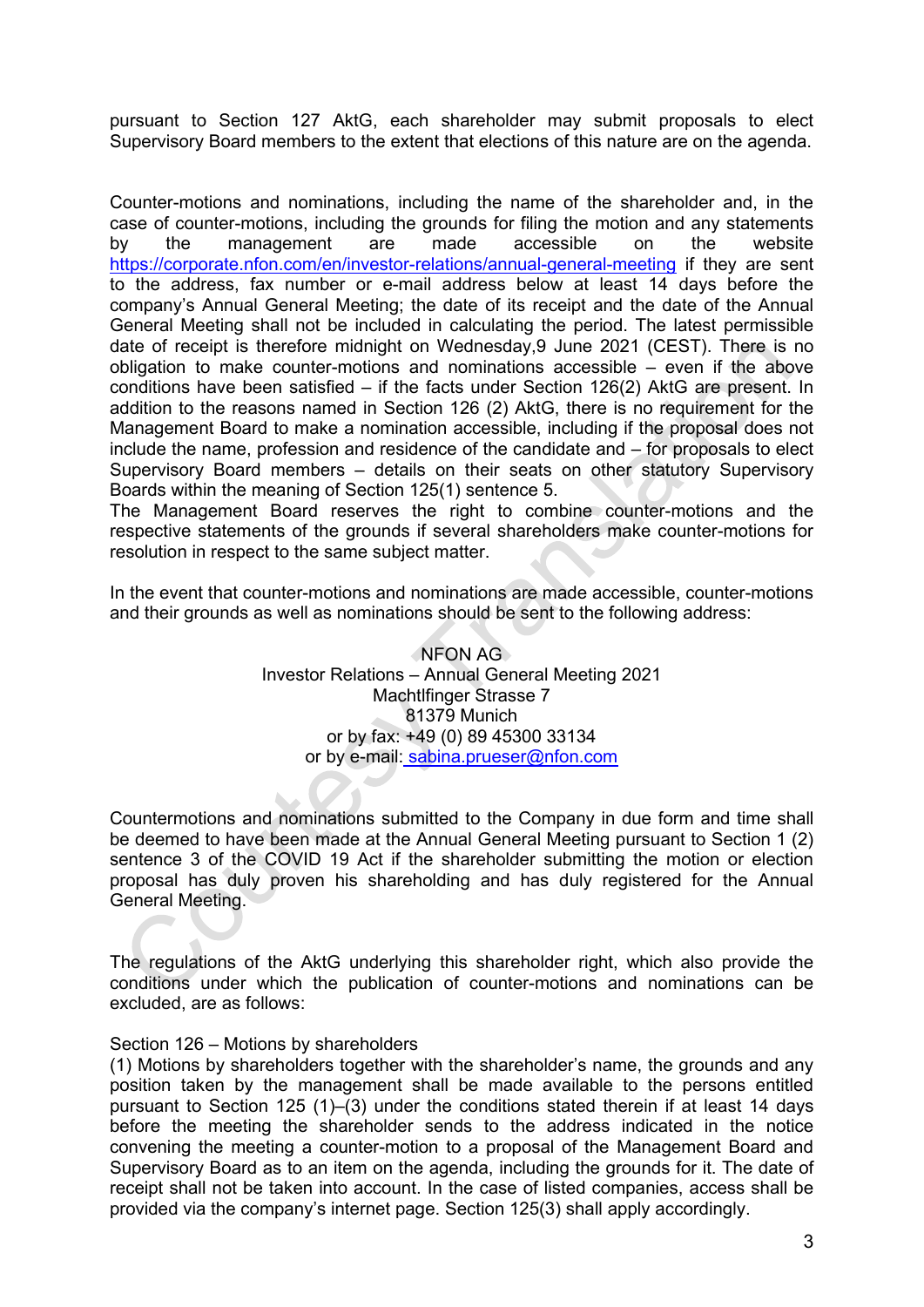pursuant to Section 127 AktG, each shareholder may submit proposals to elect Supervisory Board members to the extent that elections of this nature are on the agenda.

Counter-motions and nominations, including the name of the shareholder and, in the case of counter-motions, including the grounds for filing the motion and any statements by the management are made accessible on the website https://corporate.nfon.com/en/investor-relations/annual-general-meeting if they are sent to the address, fax number or e-mail address below at least 14 days before the company's Annual General Meeting; the date of its receipt and the date of the Annual General Meeting shall not be included in calculating the period. The latest permissible date of receipt is therefore midnight on Wednesday,9 June 2021 (CEST). There is no obligation to make counter-motions and nominations accessible – even if the above conditions have been satisfied – if the facts under Section 126(2) AktG are present. In addition to the reasons named in Section 126 (2) AktG, there is no requirement for the Management Board to make a nomination accessible, including if the proposal does not include the name, profession and residence of the candidate and – for proposals to elect Supervisory Board members – details on their seats on other statutory Supervisory Boards within the meaning of Section 125(1) sentence 5.
The Management Board reserves the right to combine counter-motions and the respective statements of the grounds if several shareholders make counter-motions for resolution in respect to the same subject matter.

In the event that counter-motions and nominations are made accessible, counter-motions and their grounds as well as nominations should be sent to the following address:

NFON AG
Investor Relations – Annual General Meeting 2021
Machtlfinger Strasse 7
81379 Munich
or by fax: +49 (0) 89 45300 33134
or by e-mail: sabina.prueser@nfon.com

Countermotions and nominations submitted to the Company in due form and time shall be deemed to have been made at the Annual General Meeting pursuant to Section 1 (2) sentence 3 of the COVID 19 Act if the shareholder submitting the motion or election proposal has duly proven his shareholding and has duly registered for the Annual General Meeting.

The regulations of the AktG underlying this shareholder right, which also provide the conditions under which the publication of counter-motions and nominations can be excluded, are as follows:

Section 126 – Motions by shareholders
(1) Motions by shareholders together with the shareholder's name, the grounds and any position taken by the management shall be made available to the persons entitled pursuant to Section 125 (1)–(3) under the conditions stated therein if at least 14 days before the meeting the shareholder sends to the address indicated in the notice convening the meeting a counter-motion to a proposal of the Management Board and Supervisory Board as to an item on the agenda, including the grounds for it. The date of receipt shall not be taken into account. In the case of listed companies, access shall be provided via the company's internet page. Section 125(3) shall apply accordingly.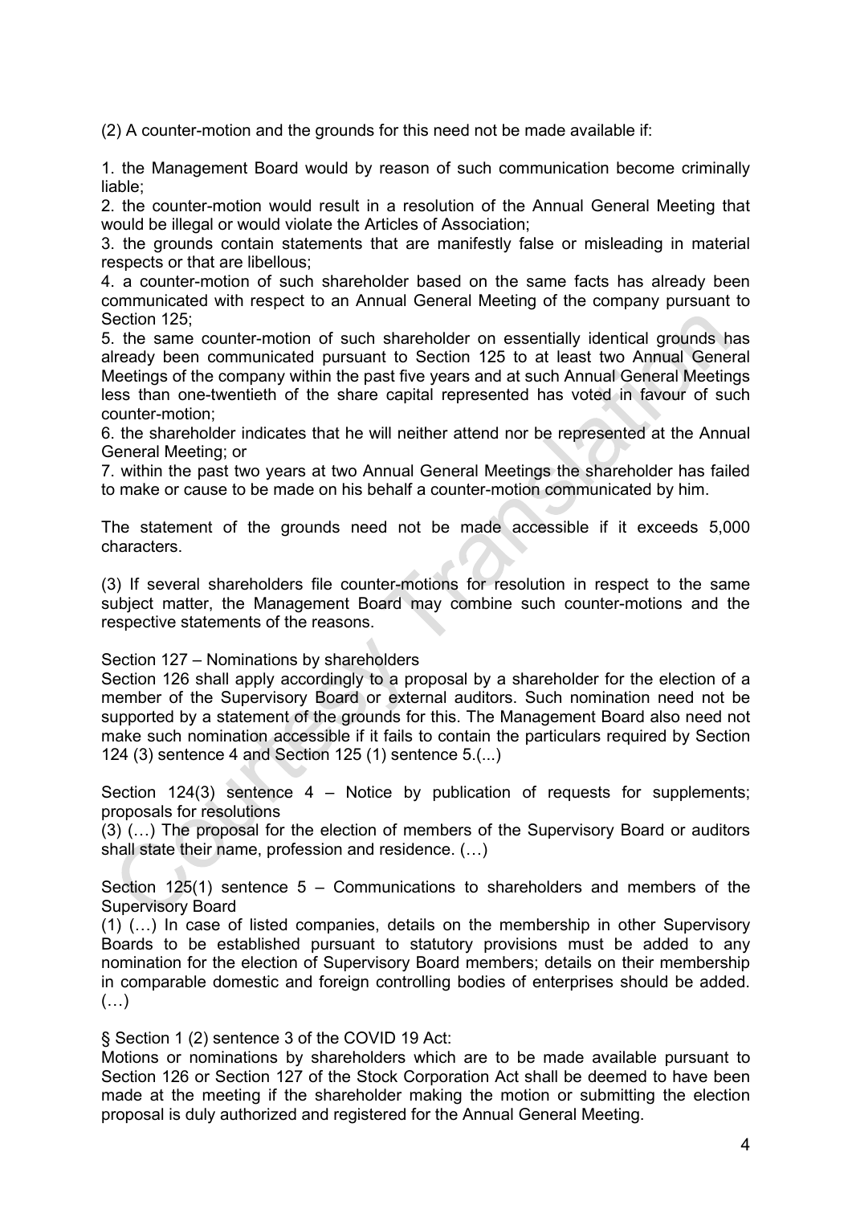(2) A counter-motion and the grounds for this need not be made available if:

1. the Management Board would by reason of such communication become criminally liable;
2. the counter-motion would result in a resolution of the Annual General Meeting that would be illegal or would violate the Articles of Association;
3. the grounds contain statements that are manifestly false or misleading in material respects or that are libellous;
4. a counter-motion of such shareholder based on the same facts has already been communicated with respect to an Annual General Meeting of the company pursuant to Section 125;
5. the same counter-motion of such shareholder on essentially identical grounds has already been communicated pursuant to Section 125 to at least two Annual General Meetings of the company within the past five years and at such Annual General Meetings less than one-twentieth of the share capital represented has voted in favour of such counter-motion;
6. the shareholder indicates that he will neither attend nor be represented at the Annual General Meeting; or
7. within the past two years at two Annual General Meetings the shareholder has failed to make or cause to be made on his behalf a counter-motion communicated by him.

The statement of the grounds need not be made accessible if it exceeds 5,000 characters.

(3) If several shareholders file counter-motions for resolution in respect to the same subject matter, the Management Board may combine such counter-motions and the respective statements of the reasons.

Section 127 – Nominations by shareholders
Section 126 shall apply accordingly to a proposal by a shareholder for the election of a member of the Supervisory Board or external auditors. Such nomination need not be supported by a statement of the grounds for this. The Management Board also need not make such nomination accessible if it fails to contain the particulars required by Section 124 (3) sentence 4 and Section 125 (1) sentence 5.(...)

Section 124(3) sentence 4 – Notice by publication of requests for supplements; proposals for resolutions
(3) (…) The proposal for the election of members of the Supervisory Board or auditors shall state their name, profession and residence. (…)

Section 125(1) sentence 5 – Communications to shareholders and members of the Supervisory Board
(1) (…) In case of listed companies, details on the membership in other Supervisory Boards to be established pursuant to statutory provisions must be added to any nomination for the election of Supervisory Board members; details on their membership in comparable domestic and foreign controlling bodies of enterprises should be added. (…)

§ Section 1 (2) sentence 3 of the COVID 19 Act:
Motions or nominations by shareholders which are to be made available pursuant to Section 126 or Section 127 of the Stock Corporation Act shall be deemed to have been made at the meeting if the shareholder making the motion or submitting the election proposal is duly authorized and registered for the Annual General Meeting.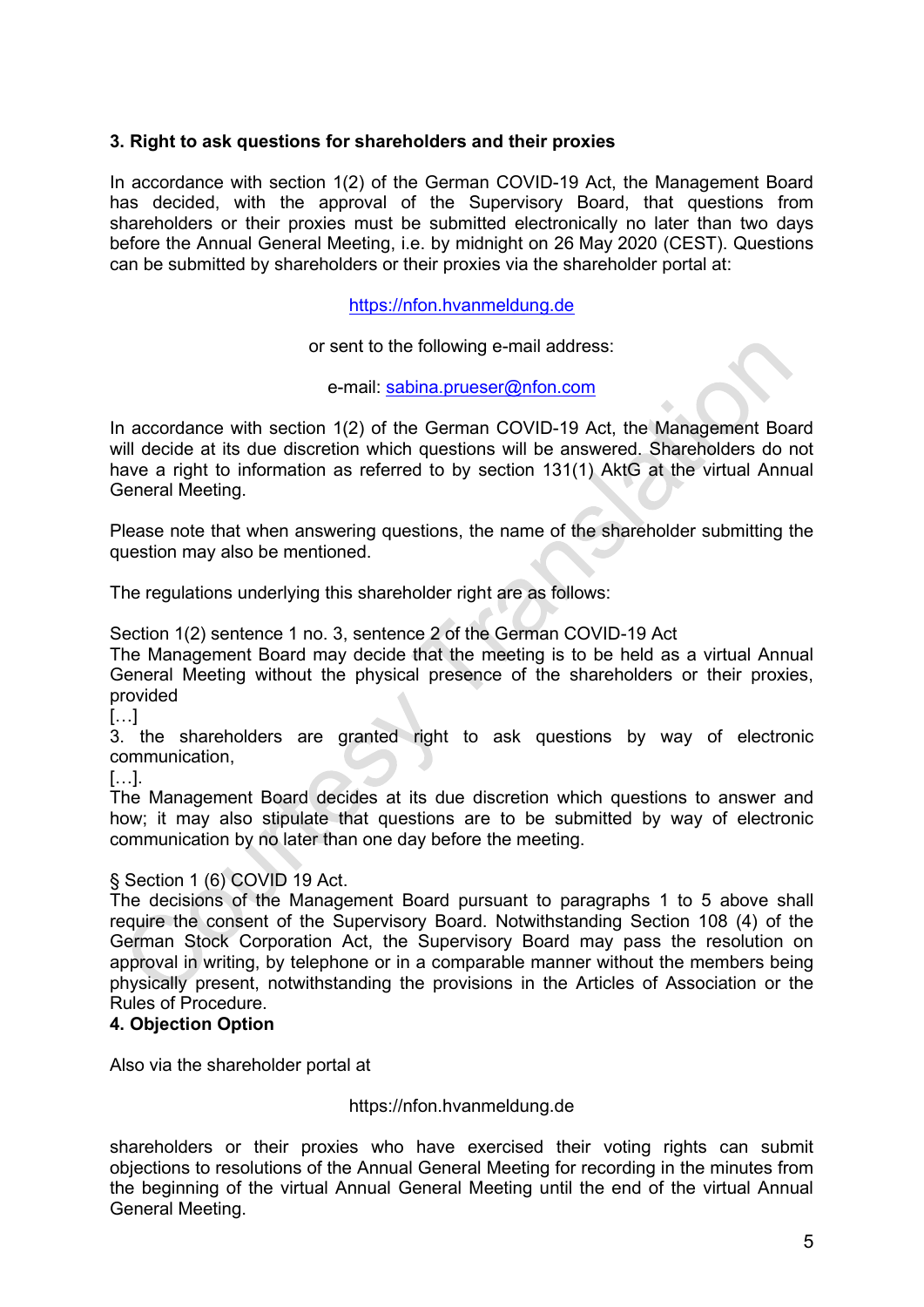### 3. Right to ask questions for shareholders and their proxies

In accordance with section 1(2) of the German COVID-19 Act, the Management Board has decided, with the approval of the Supervisory Board, that questions from shareholders or their proxies must be submitted electronically no later than two days before the Annual General Meeting, i.e. by midnight on 26 May 2020 (CEST). Questions can be submitted by shareholders or their proxies via the shareholder portal at:

https://nfon.hvanmeldung.de

or sent to the following e-mail address:

e-mail: sabina.prueser@nfon.com

In accordance with section 1(2) of the German COVID-19 Act, the Management Board will decide at its due discretion which questions will be answered. Shareholders do not have a right to information as referred to by section 131(1) AktG at the virtual Annual General Meeting.

Please note that when answering questions, the name of the shareholder submitting the question may also be mentioned.

The regulations underlying this shareholder right are as follows:

Section 1(2) sentence 1 no. 3, sentence 2 of the German COVID-19 Act
The Management Board may decide that the meeting is to be held as a virtual Annual General Meeting without the physical presence of the shareholders or their proxies, provided
[…]
3. the shareholders are granted right to ask questions by way of electronic communication,
[…].
The Management Board decides at its due discretion which questions to answer and how; it may also stipulate that questions are to be submitted by way of electronic communication by no later than one day before the meeting.

§ Section 1 (6) COVID 19 Act.
The decisions of the Management Board pursuant to paragraphs 1 to 5 above shall require the consent of the Supervisory Board. Notwithstanding Section 108 (4) of the German Stock Corporation Act, the Supervisory Board may pass the resolution on approval in writing, by telephone or in a comparable manner without the members being physically present, notwithstanding the provisions in the Articles of Association or the Rules of Procedure.

### 4. Objection Option

Also via the shareholder portal at

https://nfon.hvanmeldung.de

shareholders or their proxies who have exercised their voting rights can submit objections to resolutions of the Annual General Meeting for recording in the minutes from the beginning of the virtual Annual General Meeting until the end of the virtual Annual General Meeting.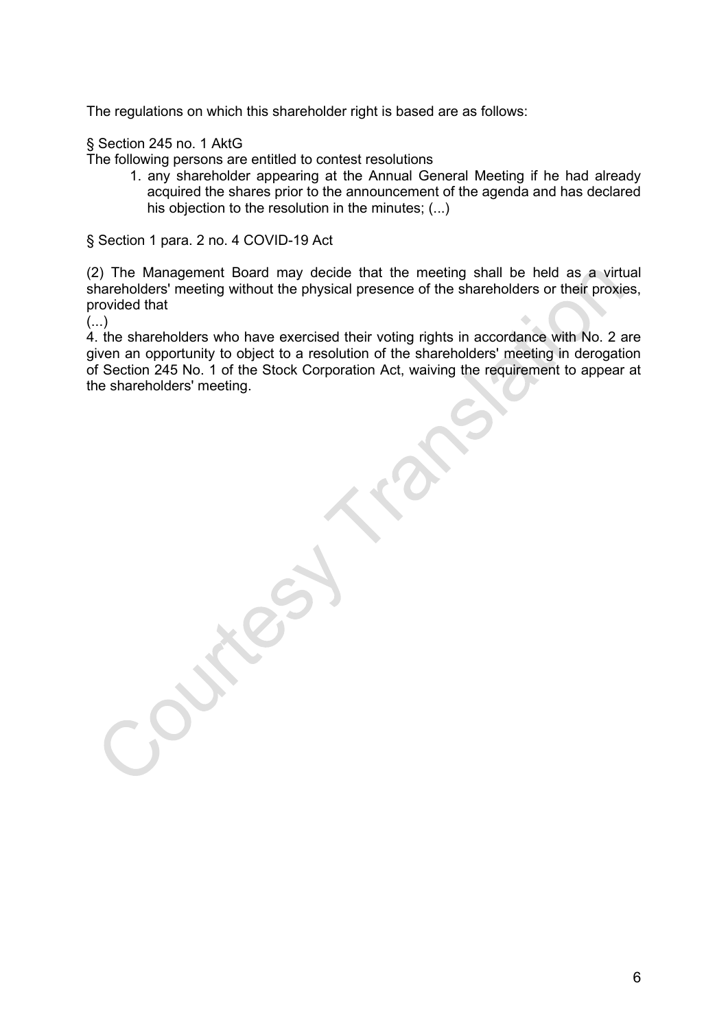The regulations on which this shareholder right is based are as follows:

§ Section 245 no. 1 AktG
The following persons are entitled to contest resolutions

1. any shareholder appearing at the Annual General Meeting if he had already acquired the shares prior to the announcement of the agenda and has declared his objection to the resolution in the minutes; (...)

§ Section 1 para. 2 no. 4 COVID-19 Act

(2) The Management Board may decide that the meeting shall be held as a virtual shareholders' meeting without the physical presence of the shareholders or their proxies, provided that
(...)
4. the shareholders who have exercised their voting rights in accordance with No. 2 are given an opportunity to object to a resolution of the shareholders' meeting in derogation of Section 245 No. 1 of the Stock Corporation Act, waiving the requirement to appear at the shareholders' meeting.